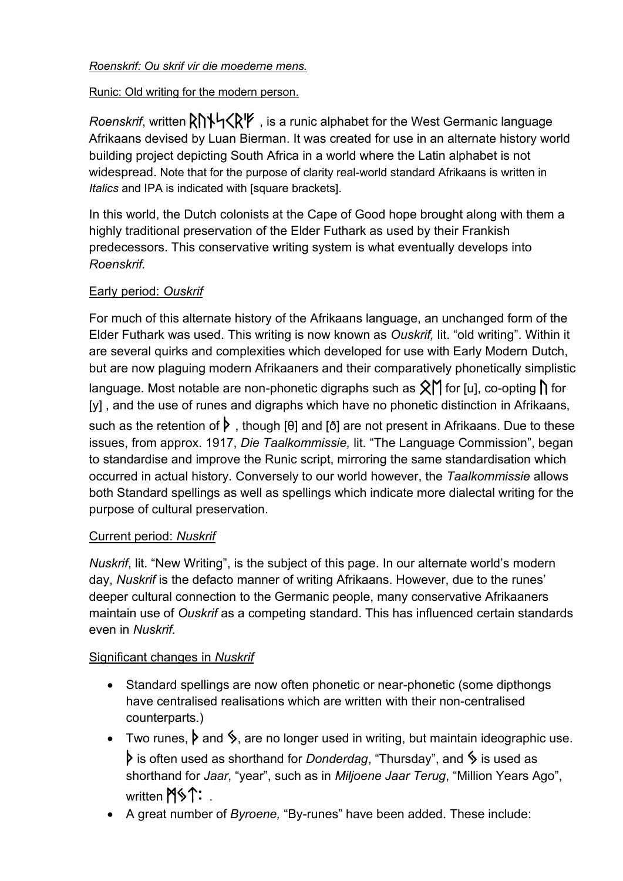*Roenskrif: Ou skrif vir die moederne mens.*

Runic: Old writing for the modern person.

*Roenskrif*, written ᚱᚢᚾᛋᚲᚱᛁᚠ , is a runic alphabet for the West Germanic language Afrikaans devised by Luan Bierman. It was created for use in an alternate history world building project depicting South Africa in a world where the Latin alphabet is not widespread. Note that for the purpose of clarity real-world standard Afrikaans is written in *Italics* and IPA is indicated with [square brackets].

In this world, the Dutch colonists at the Cape of Good hope brought along with them a highly traditional preservation of the Elder Futhark as used by their Frankish predecessors. This conservative writing system is what eventually develops into *Roenskrif.*

## Early period: *Ouskrif*

For much of this alternate history of the Afrikaans language, an unchanged form of the Elder Futhark was used. This writing is now known as *Ouskrif,* lit. "old writing". Within it are several quirks and complexities which developed for use with Early Modern Dutch, but are now plaguing modern Afrikaaners and their comparatively phonetically simplistic language. Most notable are non-phonetic digraphs such as ᛟᛖ for [u], co-opting ᚢ for [y] , and the use of runes and digraphs which have no phonetic distinction in Afrikaans, such as the retention of ᚦ , though [θ] and [ð] are not present in Afrikaans. Due to these issues, from approx. 1917, *Die Taalkommissie,* lit. "The Language Commission", began to standardise and improve the Runic script, mirroring the same standardisation which occurred in actual history. Conversely to our world however, the *Taalkommissie* allows both Standard spellings as well as spellings which indicate more dialectal writing for the purpose of cultural preservation.

## Current period: *Nuskrif*

*Nuskrif*, lit. "New Writing", is the subject of this page. In our alternate world's modern day, *Nuskrif* is the defacto manner of writing Afrikaans. However, due to the runes' deeper cultural connection to the Germanic people, many conservative Afrikaaners maintain use of *Ouskrif* as a competing standard. This has influenced certain standards even in *Nuskrif.*

## Significant changes in *Nuskrif*

- Standard spellings are now often phonetic or near-phonetic (some dipthongs have centralised realisations which are written with their non-centralised counterparts.)
- Two runes, ᚦ and ᛃ, are no longer used in writing, but maintain ideographic use. ᚦ is often used as shorthand for *Donderdag*, "Thursday", and ᛃ is used as shorthand for *Jaar*, "year", such as in *Miljoene Jaar Terug*, "Million Years Ago", written ᛗᛃᛏ: .
- A great number of *Byroene,* "By-runes" have been added. These include: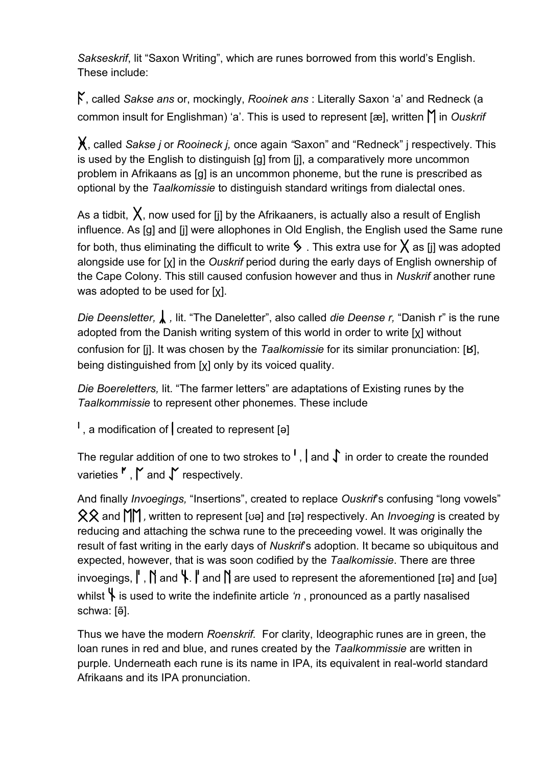*Sakseskrif*, lit "Saxon Writing", which are runes borrowed from this world's English. These include:

ᚫ, called *Sakse ans* or, mockingly, *Rooinek ans* : Literally Saxon 'a' and Redneck (a common insult for Englishman) 'a'. This is used to represent [æ], written ᛗ in *Ouskrif*

ᚷ, called *Sakse j* or *Rooineck j,* once again "Saxon" and "Redneck" j respectively. This is used by the English to distinguish [g] from [j], a comparatively more uncommon problem in Afrikaans as [g] is an uncommon phoneme, but the rune is prescribed as optional by the *Taalkomissie* to distinguish standard writings from dialectal ones.

As a tidbit, ᚷ, now used for [j] by the Afrikaaners, is actually also a result of English influence. As [g] and [j] were allophones in Old English, the English used the Same rune for both, thus eliminating the difficult to write ᛃ . This extra use for ᚷ as [j] was adopted alongside use for [χ] in the *Ouskrif* period during the early days of English ownership of the Cape Colony. This still caused confusion however and thus in *Nuskrif* another rune was adopted to be used for [χ].

*Die Deensletter,* ᛦ *,* lit. "The Daneletter", also called *die Deense r,* "Danish r" is the rune adopted from the Danish writing system of this world in order to write [χ] without confusion for [j]. It was chosen by the *Taalkomissie* for its similar pronunciation: [ʁ], being distinguished from [χ] only by its voiced quality.

*Die Boereletters,* lit. "The farmer letters" are adaptations of Existing runes by the *Taalkommissie* to represent other phonemes. These include

ᑊ, a modification of ᛁ created to represent [ə]

The regular addition of one to two strokes to ᑊ, ᛁ and ᛇ in order to create the rounded varieties ᛯ, ᛙ and ᛇ respectively.

And finally *Invoegings,* "Insertions", created to replace *Ouskrif*'s confusing "long vowels" ᛟᛟ and ᛖᛖ*,* written to represent [ʊə] and [ɪə] respectively. An *Invoeging* is created by reducing and attaching the schwa rune to the preceeding vowel. It was originally the result of fast writing in the early days of *Nuskrif*'s adoption. It became so ubiquitous and expected, however, that is was soon codified by the *Taalkomissie*. There are three invoegings, ᛁ, ᚢ and ᚾ. ᛁ and ᚢ are used to represent the aforementioned [ɪə] and [ʊə] whilst ᚾ is used to write the indefinite article *'n* , pronounced as a partly nasalised schwa: [ə̃].

Thus we have the modern *Roenskrif.* For clarity, Ideographic runes are in green, the loan runes in red and blue, and runes created by the *Taalkommissie* are written in purple. Underneath each rune is its name in IPA, its equivalent in real-world standard Afrikaans and its IPA pronunciation.